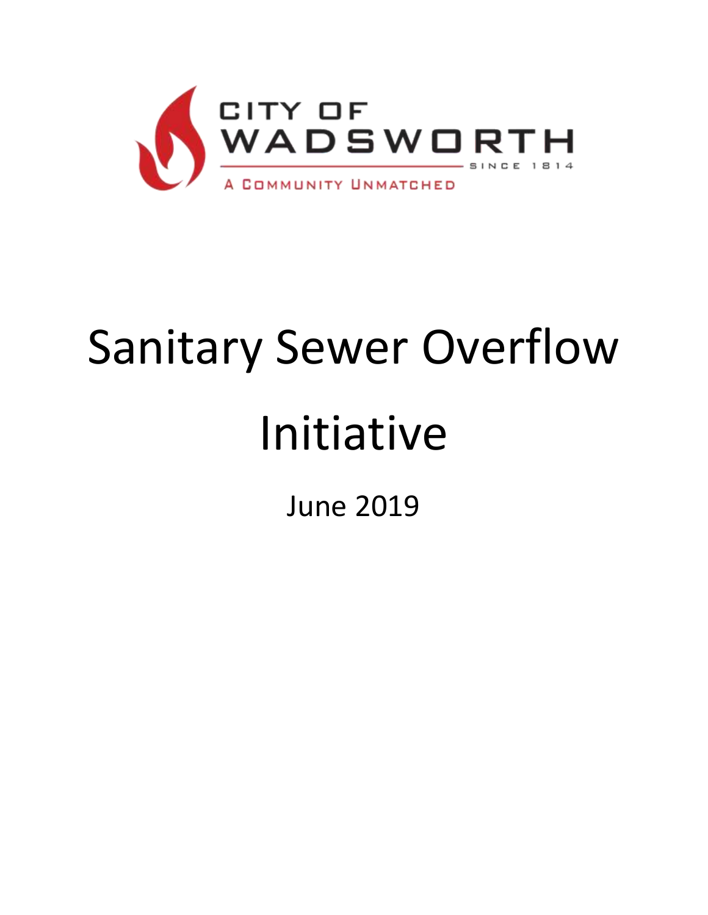CITY OF WADSWORTH

SINCE 1814

A COMMUNITY UNMATCHED

# Sanitary Sewer Overflow Initiative

June 2019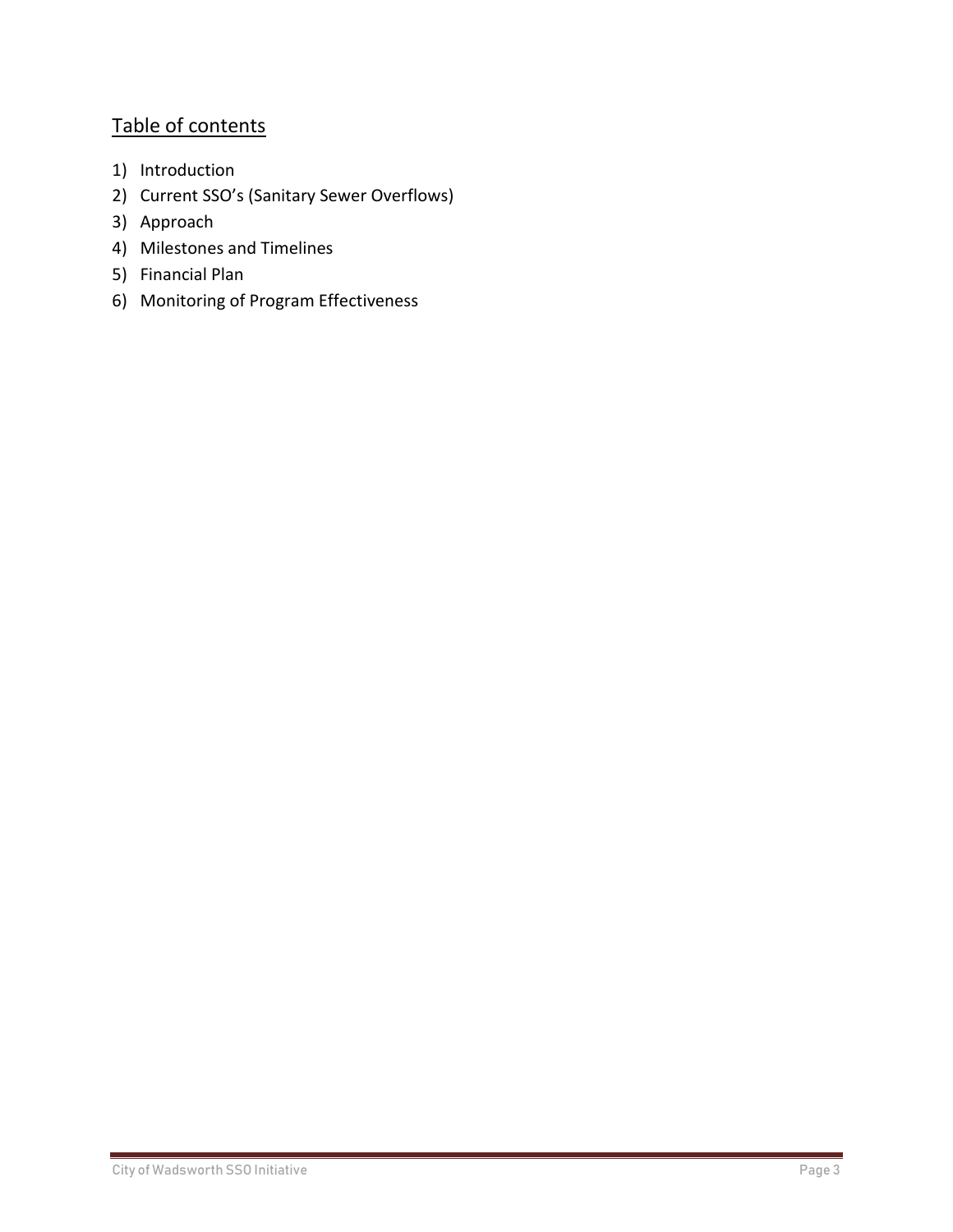## Table of contents

1) Introduction
2) Current SSO's (Sanitary Sewer Overflows)
3) Approach
4) Milestones and Timelines
5) Financial Plan
6) Monitoring of Program Effectiveness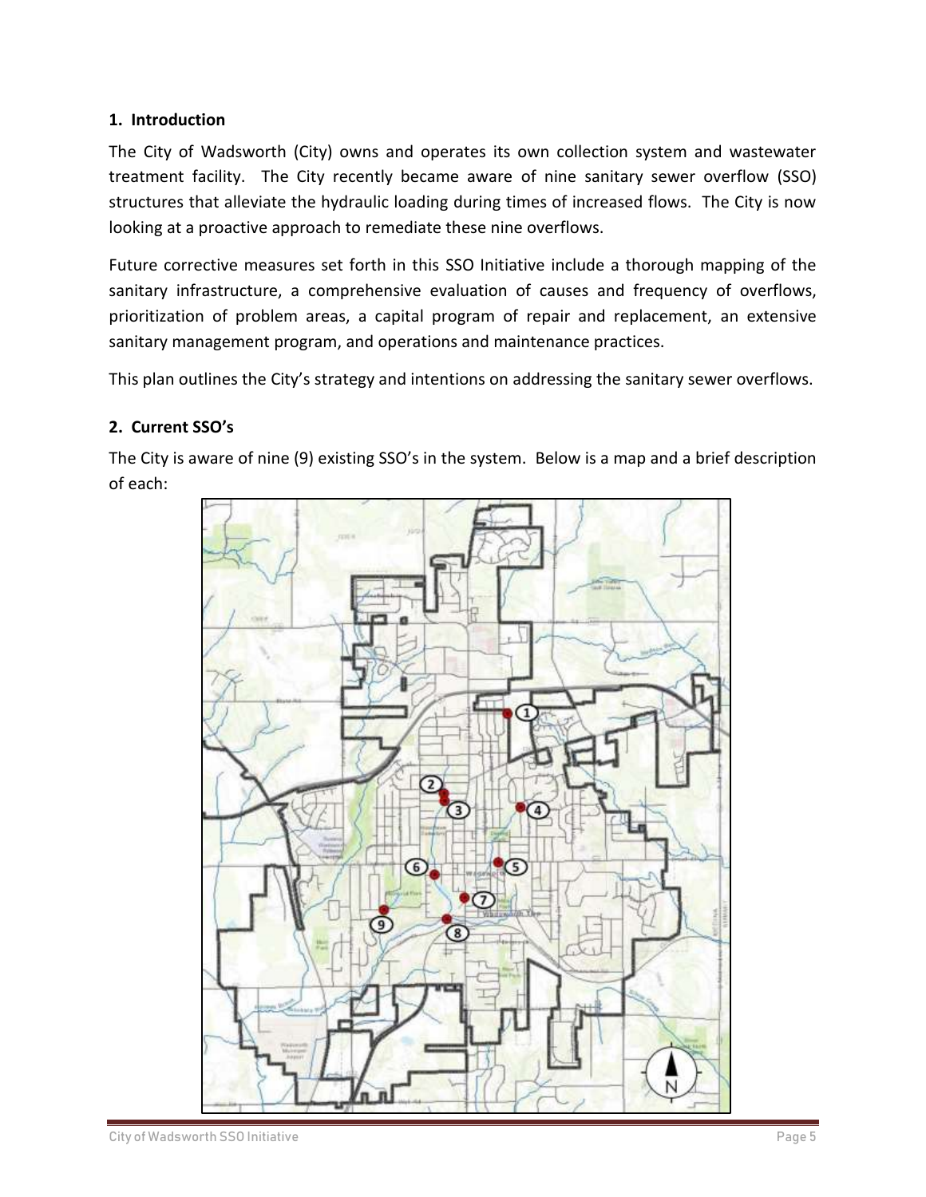## 1. Introduction

The City of Wadsworth (City) owns and operates its own collection system and wastewater treatment facility. The City recently became aware of nine sanitary sewer overflow (SSO) structures that alleviate the hydraulic loading during times of increased flows. The City is now looking at a proactive approach to remediate these nine overflows.

Future corrective measures set forth in this SSO Initiative include a thorough mapping of the sanitary infrastructure, a comprehensive evaluation of causes and frequency of overflows, prioritization of problem areas, a capital program of repair and replacement, an extensive sanitary management program, and operations and maintenance practices.

This plan outlines the City's strategy and intentions on addressing the sanitary sewer overflows.

## 2. Current SSO's

The City is aware of nine (9) existing SSO's in the system. Below is a map and a brief description of each:

1
2
3
4
5
6
7
8
9
N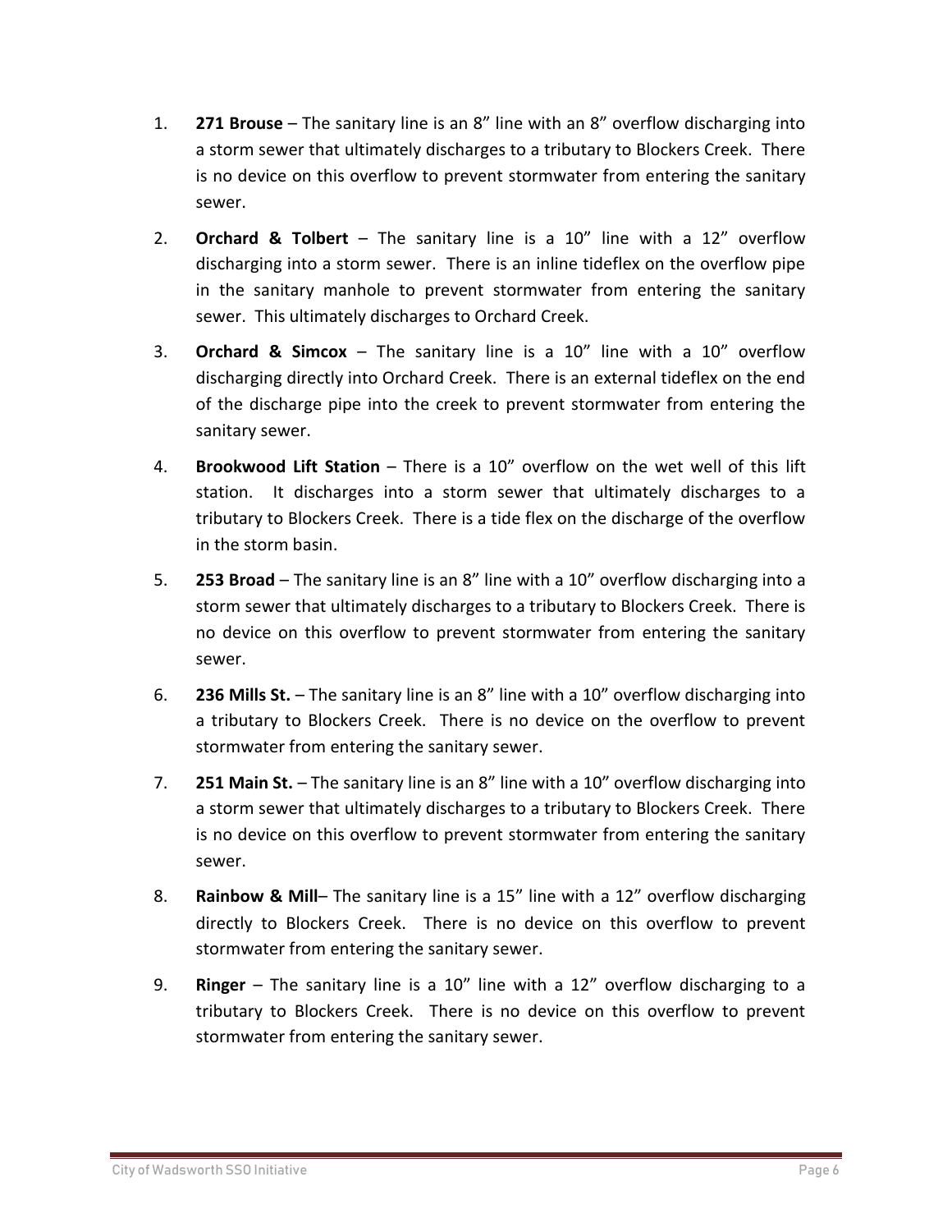1. **271 Brouse** – The sanitary line is an 8" line with an 8" overflow discharging into a storm sewer that ultimately discharges to a tributary to Blockers Creek. There is no device on this overflow to prevent stormwater from entering the sanitary sewer.

2. **Orchard & Tolbert** – The sanitary line is a 10" line with a 12" overflow discharging into a storm sewer. There is an inline tideflex on the overflow pipe in the sanitary manhole to prevent stormwater from entering the sanitary sewer. This ultimately discharges to Orchard Creek.

3. **Orchard & Simcox** – The sanitary line is a 10" line with a 10" overflow discharging directly into Orchard Creek. There is an external tideflex on the end of the discharge pipe into the creek to prevent stormwater from entering the sanitary sewer.

4. **Brookwood Lift Station** – There is a 10" overflow on the wet well of this lift station. It discharges into a storm sewer that ultimately discharges to a tributary to Blockers Creek. There is a tide flex on the discharge of the overflow in the storm basin.

5. **253 Broad** – The sanitary line is an 8" line with a 10" overflow discharging into a storm sewer that ultimately discharges to a tributary to Blockers Creek. There is no device on this overflow to prevent stormwater from entering the sanitary sewer.

6. **236 Mills St.** – The sanitary line is an 8" line with a 10" overflow discharging into a tributary to Blockers Creek. There is no device on the overflow to prevent stormwater from entering the sanitary sewer.

7. **251 Main St.** – The sanitary line is an 8" line with a 10" overflow discharging into a storm sewer that ultimately discharges to a tributary to Blockers Creek. There is no device on this overflow to prevent stormwater from entering the sanitary sewer.

8. **Rainbow & Mill**– The sanitary line is a 15" line with a 12" overflow discharging directly to Blockers Creek. There is no device on this overflow to prevent stormwater from entering the sanitary sewer.

9. **Ringer** – The sanitary line is a 10" line with a 12" overflow discharging to a tributary to Blockers Creek. There is no device on this overflow to prevent stormwater from entering the sanitary sewer.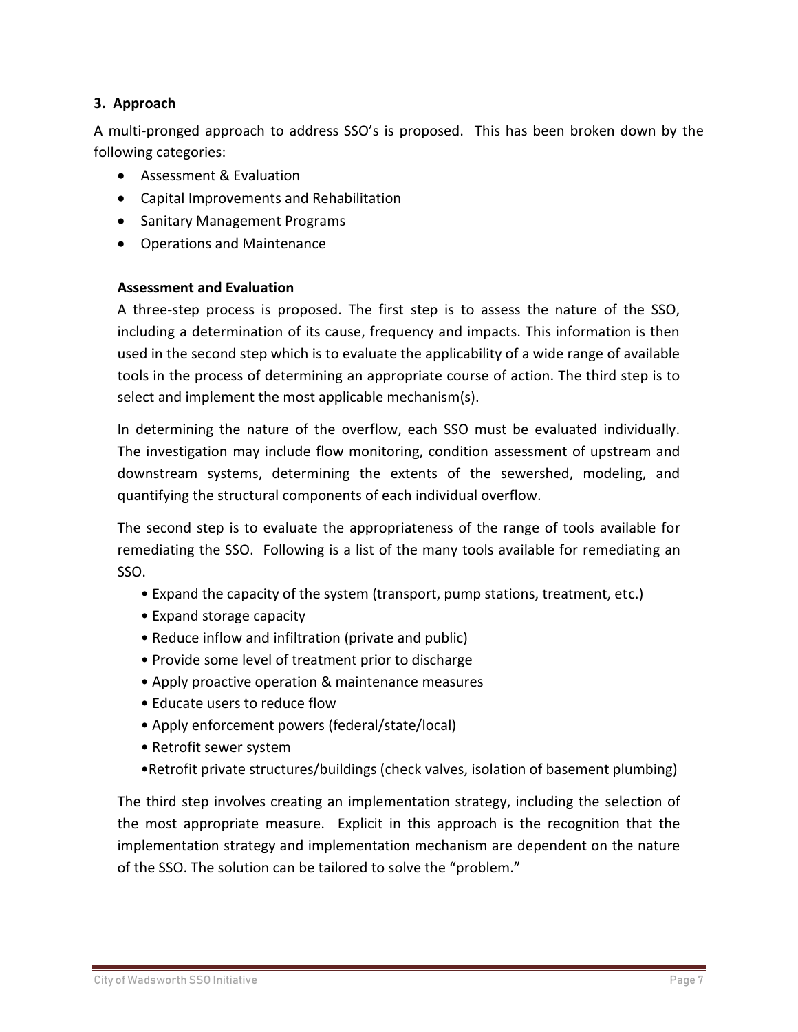## 3. Approach

A multi-pronged approach to address SSO's is proposed. This has been broken down by the following categories:

- Assessment & Evaluation
- Capital Improvements and Rehabilitation
- Sanitary Management Programs
- Operations and Maintenance

### Assessment and Evaluation

A three-step process is proposed. The first step is to assess the nature of the SSO, including a determination of its cause, frequency and impacts. This information is then used in the second step which is to evaluate the applicability of a wide range of available tools in the process of determining an appropriate course of action. The third step is to select and implement the most applicable mechanism(s).

In determining the nature of the overflow, each SSO must be evaluated individually. The investigation may include flow monitoring, condition assessment of upstream and downstream systems, determining the extents of the sewershed, modeling, and quantifying the structural components of each individual overflow.

The second step is to evaluate the appropriateness of the range of tools available for remediating the SSO. Following is a list of the many tools available for remediating an SSO.

- Expand the capacity of the system (transport, pump stations, treatment, etc.)
- Expand storage capacity
- Reduce inflow and infiltration (private and public)
- Provide some level of treatment prior to discharge
- Apply proactive operation & maintenance measures
- Educate users to reduce flow
- Apply enforcement powers (federal/state/local)
- Retrofit sewer system
- Retrofit private structures/buildings (check valves, isolation of basement plumbing)

The third step involves creating an implementation strategy, including the selection of the most appropriate measure. Explicit in this approach is the recognition that the implementation strategy and implementation mechanism are dependent on the nature of the SSO. The solution can be tailored to solve the "problem."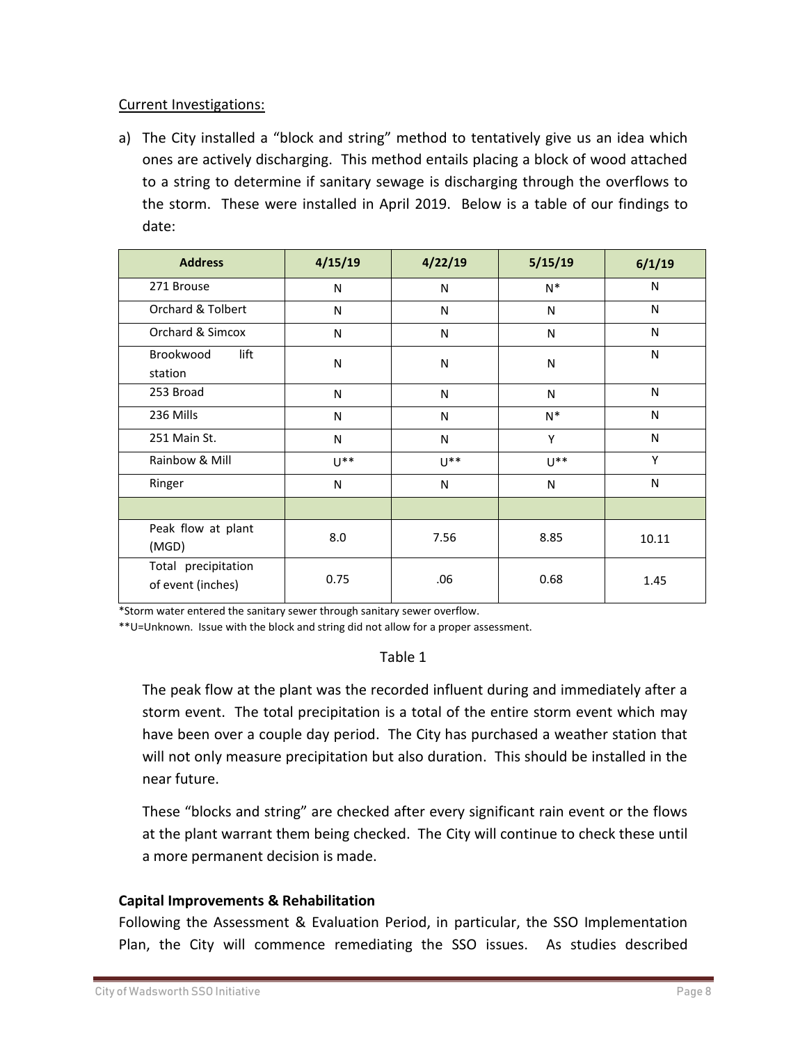Current Investigations:

a) The City installed a "block and string" method to tentatively give us an idea which ones are actively discharging. This method entails placing a block of wood attached to a string to determine if sanitary sewage is discharging through the overflows to the storm. These were installed in April 2019. Below is a table of our findings to date:

| Address | 4/15/19 | 4/22/19 | 5/15/19 | 6/1/19 |
|---|---|---|---|---|
| 271 Brouse | N | N | N* | N |
| Orchard & Tolbert | N | N | N | N |
| Orchard & Simcox | N | N | N | N |
| Brookwood lift station | N | N | N | N |
| 253 Broad | N | N | N | N |
| 236 Mills | N | N | N* | N |
| 251 Main St. | N | N | Y | N |
| Rainbow & Mill | U** | U** | U** | Y |
| Ringer | N | N | N | N |
| | | | | |
| Peak flow at plant (MGD) | 8.0 | 7.56 | 8.85 | 10.11 |
| Total precipitation of event (inches) | 0.75 | .06 | 0.68 | 1.45 |

*Storm water entered the sanitary sewer through sanitary sewer overflow.

**U=Unknown. Issue with the block and string did not allow for a proper assessment.

Table 1

The peak flow at the plant was the recorded influent during and immediately after a storm event. The total precipitation is a total of the entire storm event which may have been over a couple day period. The City has purchased a weather station that will not only measure precipitation but also duration. This should be installed in the near future.

These "blocks and string" are checked after every significant rain event or the flows at the plant warrant them being checked. The City will continue to check these until a more permanent decision is made.

**Capital Improvements & Rehabilitation**

Following the Assessment & Evaluation Period, in particular, the SSO Implementation Plan, the City will commence remediating the SSO issues. As studies described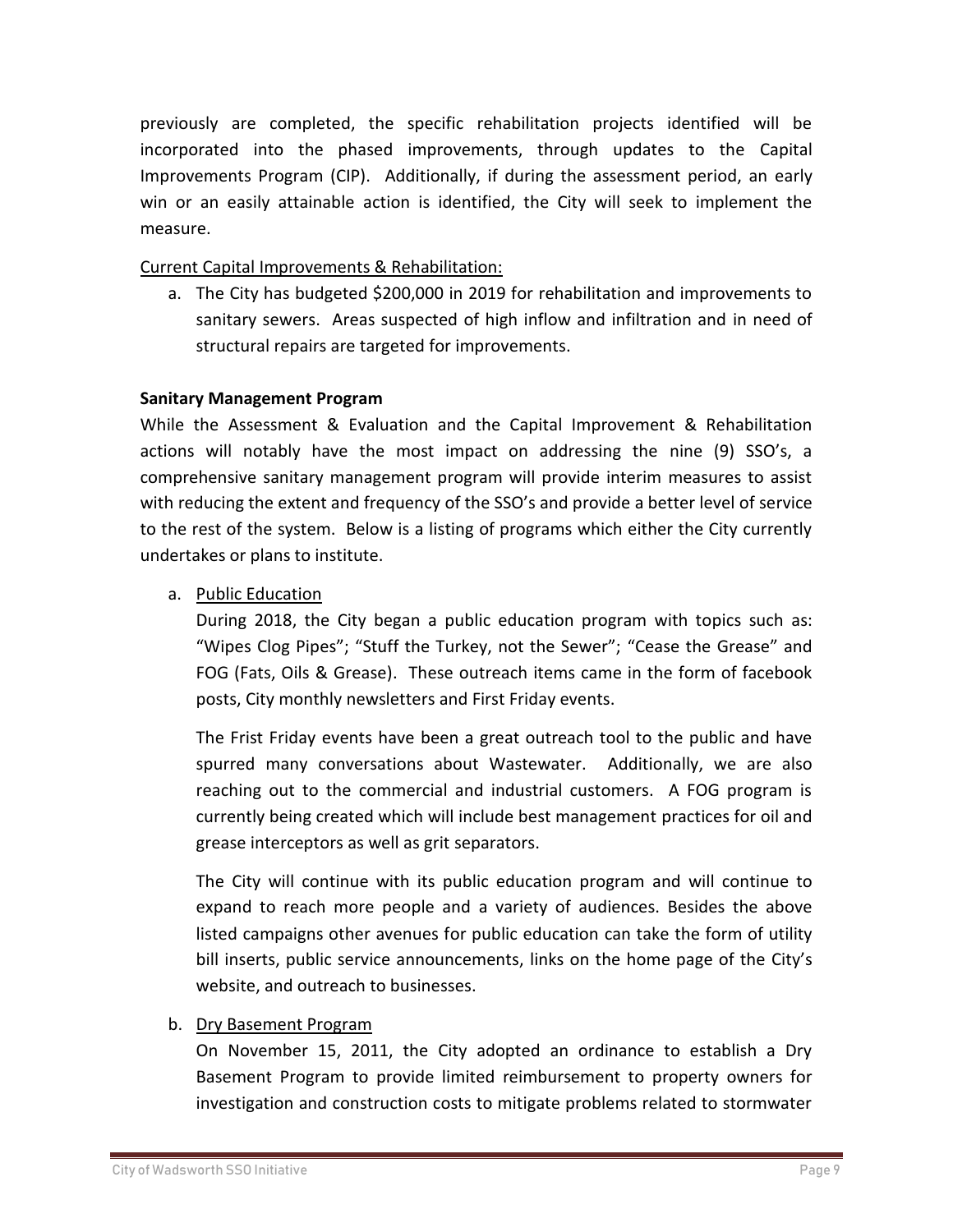previously are completed, the specific rehabilitation projects identified will be incorporated into the phased improvements, through updates to the Capital Improvements Program (CIP). Additionally, if during the assessment period, an early win or an easily attainable action is identified, the City will seek to implement the measure.

<u>Current Capital Improvements & Rehabilitation:</u>

a. The City has budgeted $200,000 in 2019 for rehabilitation and improvements to sanitary sewers. Areas suspected of high inflow and infiltration and in need of structural repairs are targeted for improvements.

**Sanitary Management Program**

While the Assessment & Evaluation and the Capital Improvement & Rehabilitation actions will notably have the most impact on addressing the nine (9) SSO's, a comprehensive sanitary management program will provide interim measures to assist with reducing the extent and frequency of the SSO's and provide a better level of service to the rest of the system. Below is a listing of programs which either the City currently undertakes or plans to institute.

a. <u>Public Education</u>

   During 2018, the City began a public education program with topics such as: "Wipes Clog Pipes"; "Stuff the Turkey, not the Sewer"; "Cease the Grease" and FOG (Fats, Oils & Grease). These outreach items came in the form of facebook posts, City monthly newsletters and First Friday events.

   The Frist Friday events have been a great outreach tool to the public and have spurred many conversations about Wastewater. Additionally, we are also reaching out to the commercial and industrial customers. A FOG program is currently being created which will include best management practices for oil and grease interceptors as well as grit separators.

   The City will continue with its public education program and will continue to expand to reach more people and a variety of audiences. Besides the above listed campaigns other avenues for public education can take the form of utility bill inserts, public service announcements, links on the home page of the City's website, and outreach to businesses.

b. <u>Dry Basement Program</u>

   On November 15, 2011, the City adopted an ordinance to establish a Dry Basement Program to provide limited reimbursement to property owners for investigation and construction costs to mitigate problems related to stormwater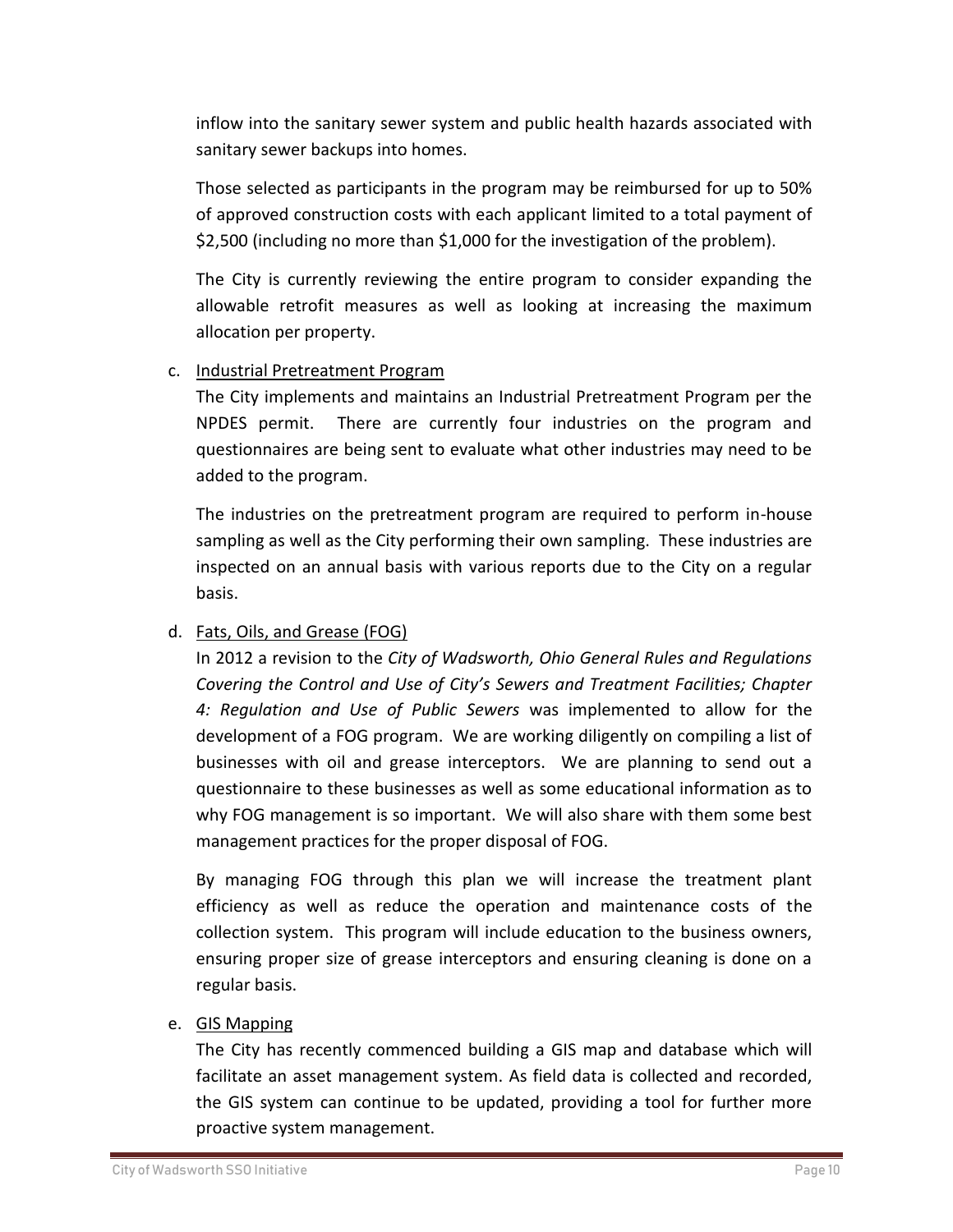inflow into the sanitary sewer system and public health hazards associated with sanitary sewer backups into homes.

Those selected as participants in the program may be reimbursed for up to 50% of approved construction costs with each applicant limited to a total payment of $2,500 (including no more than $1,000 for the investigation of the problem).

The City is currently reviewing the entire program to consider expanding the allowable retrofit measures as well as looking at increasing the maximum allocation per property.

c. <u>Industrial Pretreatment Program</u>

The City implements and maintains an Industrial Pretreatment Program per the NPDES permit. There are currently four industries on the program and questionnaires are being sent to evaluate what other industries may need to be added to the program.

The industries on the pretreatment program are required to perform in-house sampling as well as the City performing their own sampling. These industries are inspected on an annual basis with various reports due to the City on a regular basis.

d. <u>Fats, Oils, and Grease (FOG)</u>

In 2012 a revision to the *City of Wadsworth, Ohio General Rules and Regulations Covering the Control and Use of City's Sewers and Treatment Facilities; Chapter 4: Regulation and Use of Public Sewers* was implemented to allow for the development of a FOG program. We are working diligently on compiling a list of businesses with oil and grease interceptors. We are planning to send out a questionnaire to these businesses as well as some educational information as to why FOG management is so important. We will also share with them some best management practices for the proper disposal of FOG.

By managing FOG through this plan we will increase the treatment plant efficiency as well as reduce the operation and maintenance costs of the collection system. This program will include education to the business owners, ensuring proper size of grease interceptors and ensuring cleaning is done on a regular basis.

e. <u>GIS Mapping</u>

The City has recently commenced building a GIS map and database which will facilitate an asset management system. As field data is collected and recorded, the GIS system can continue to be updated, providing a tool for further more proactive system management.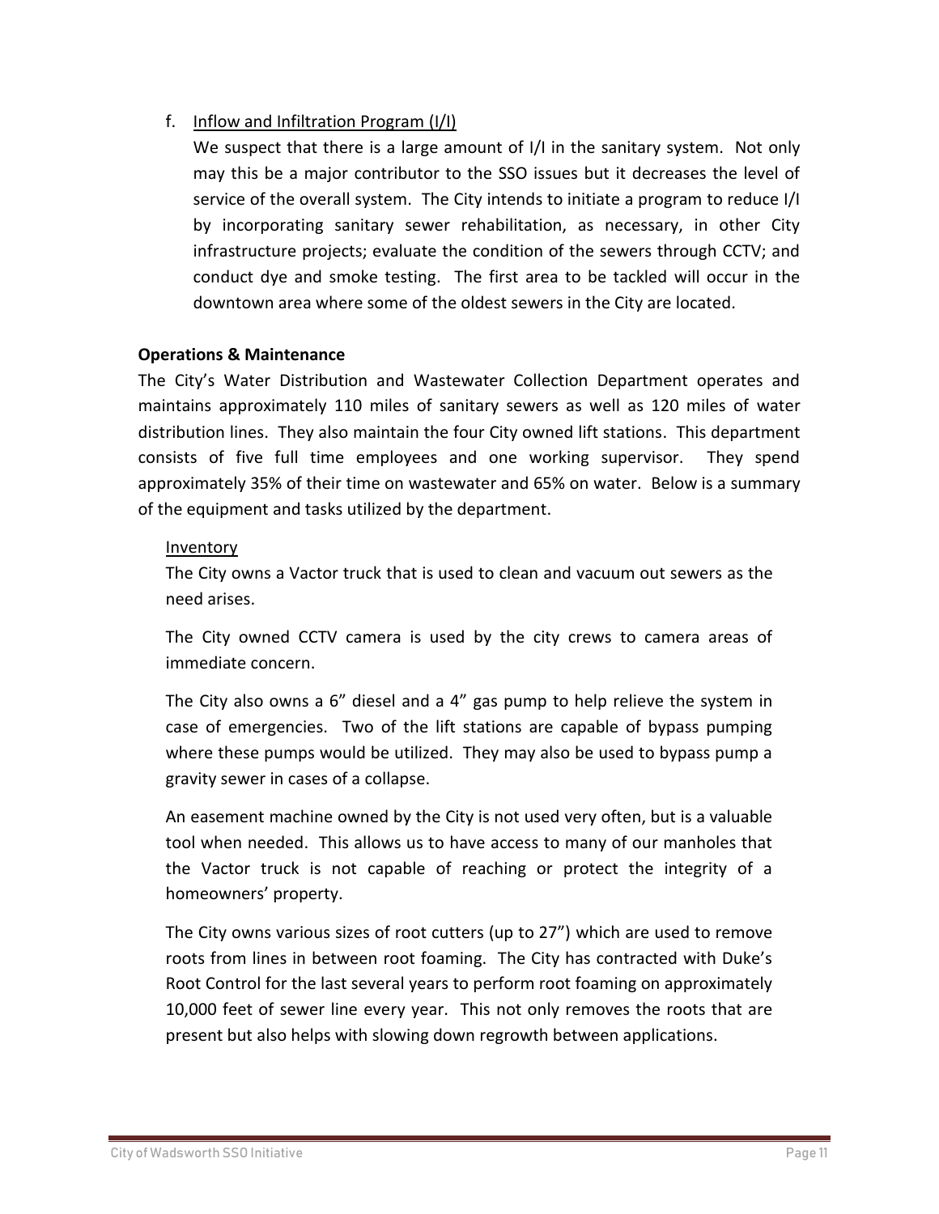f. Inflow and Infiltration Program (I/I)

We suspect that there is a large amount of I/I in the sanitary system. Not only may this be a major contributor to the SSO issues but it decreases the level of service of the overall system. The City intends to initiate a program to reduce I/I by incorporating sanitary sewer rehabilitation, as necessary, in other City infrastructure projects; evaluate the condition of the sewers through CCTV; and conduct dye and smoke testing. The first area to be tackled will occur in the downtown area where some of the oldest sewers in the City are located.

**Operations & Maintenance**

The City's Water Distribution and Wastewater Collection Department operates and maintains approximately 110 miles of sanitary sewers as well as 120 miles of water distribution lines. They also maintain the four City owned lift stations. This department consists of five full time employees and one working supervisor. They spend approximately 35% of their time on wastewater and 65% on water. Below is a summary of the equipment and tasks utilized by the department.

Inventory

The City owns a Vactor truck that is used to clean and vacuum out sewers as the need arises.

The City owned CCTV camera is used by the city crews to camera areas of immediate concern.

The City also owns a 6" diesel and a 4" gas pump to help relieve the system in case of emergencies. Two of the lift stations are capable of bypass pumping where these pumps would be utilized. They may also be used to bypass pump a gravity sewer in cases of a collapse.

An easement machine owned by the City is not used very often, but is a valuable tool when needed. This allows us to have access to many of our manholes that the Vactor truck is not capable of reaching or protect the integrity of a homeowners' property.

The City owns various sizes of root cutters (up to 27") which are used to remove roots from lines in between root foaming. The City has contracted with Duke's Root Control for the last several years to perform root foaming on approximately 10,000 feet of sewer line every year. This not only removes the roots that are present but also helps with slowing down regrowth between applications.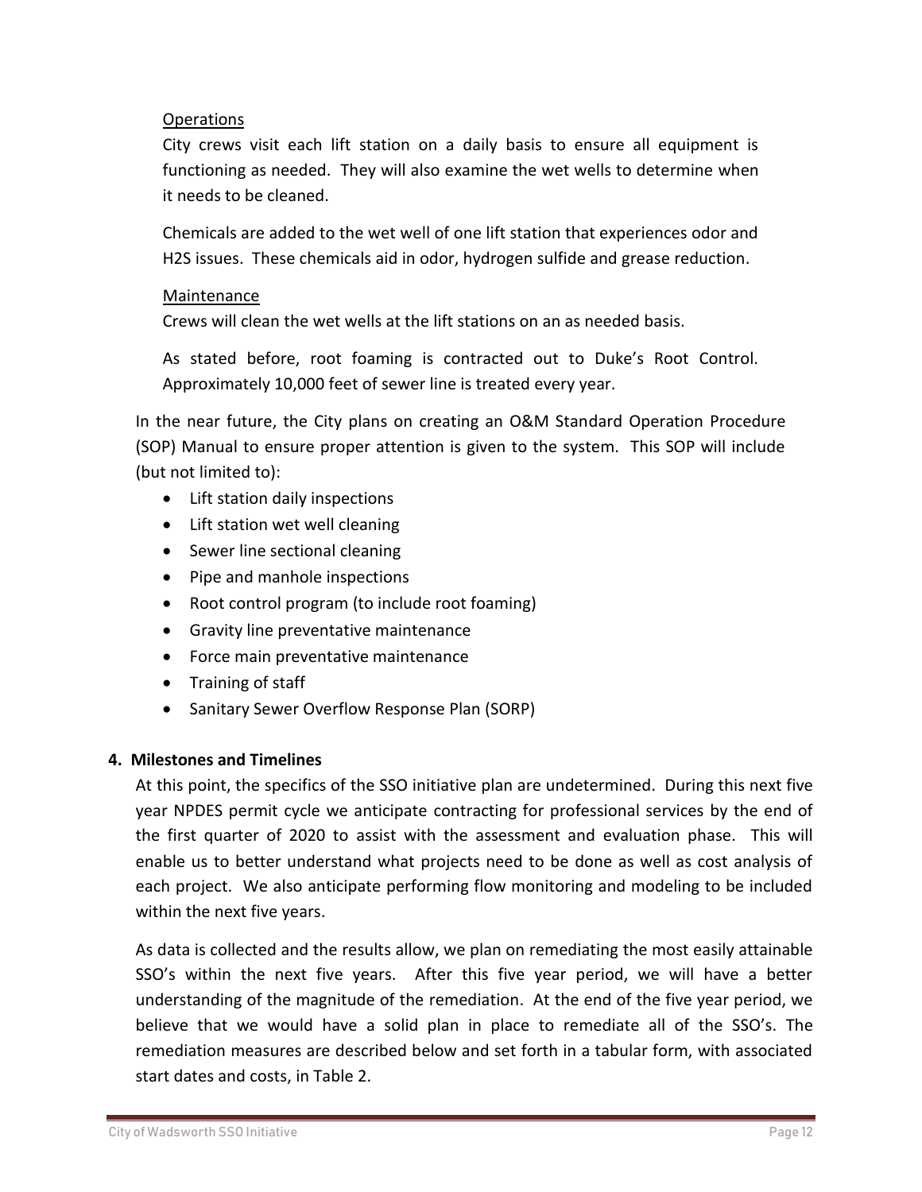Operations

City crews visit each lift station on a daily basis to ensure all equipment is functioning as needed. They will also examine the wet wells to determine when it needs to be cleaned.

Chemicals are added to the wet well of one lift station that experiences odor and $H_2S$ issues. These chemicals aid in odor, hydrogen sulfide and grease reduction.

Maintenance

Crews will clean the wet wells at the lift stations on an as needed basis.

As stated before, root foaming is contracted out to Duke's Root Control. Approximately 10,000 feet of sewer line is treated every year.

In the near future, the City plans on creating an O&M Standard Operation Procedure (SOP) Manual to ensure proper attention is given to the system. This SOP will include (but not limited to):

- Lift station daily inspections
- Lift station wet well cleaning
- Sewer line sectional cleaning
- Pipe and manhole inspections
- Root control program (to include root foaming)
- Gravity line preventative maintenance
- Force main preventative maintenance
- Training of staff
- Sanitary Sewer Overflow Response Plan (SORP)

## 4. Milestones and Timelines

At this point, the specifics of the SSO initiative plan are undetermined. During this next five year NPDES permit cycle we anticipate contracting for professional services by the end of the first quarter of 2020 to assist with the assessment and evaluation phase. This will enable us to better understand what projects need to be done as well as cost analysis of each project. We also anticipate performing flow monitoring and modeling to be included within the next five years.

As data is collected and the results allow, we plan on remediating the most easily attainable SSO's within the next five years. After this five year period, we will have a better understanding of the magnitude of the remediation. At the end of the five year period, we believe that we would have a solid plan in place to remediate all of the SSO's. The remediation measures are described below and set forth in a tabular form, with associated start dates and costs, in Table 2.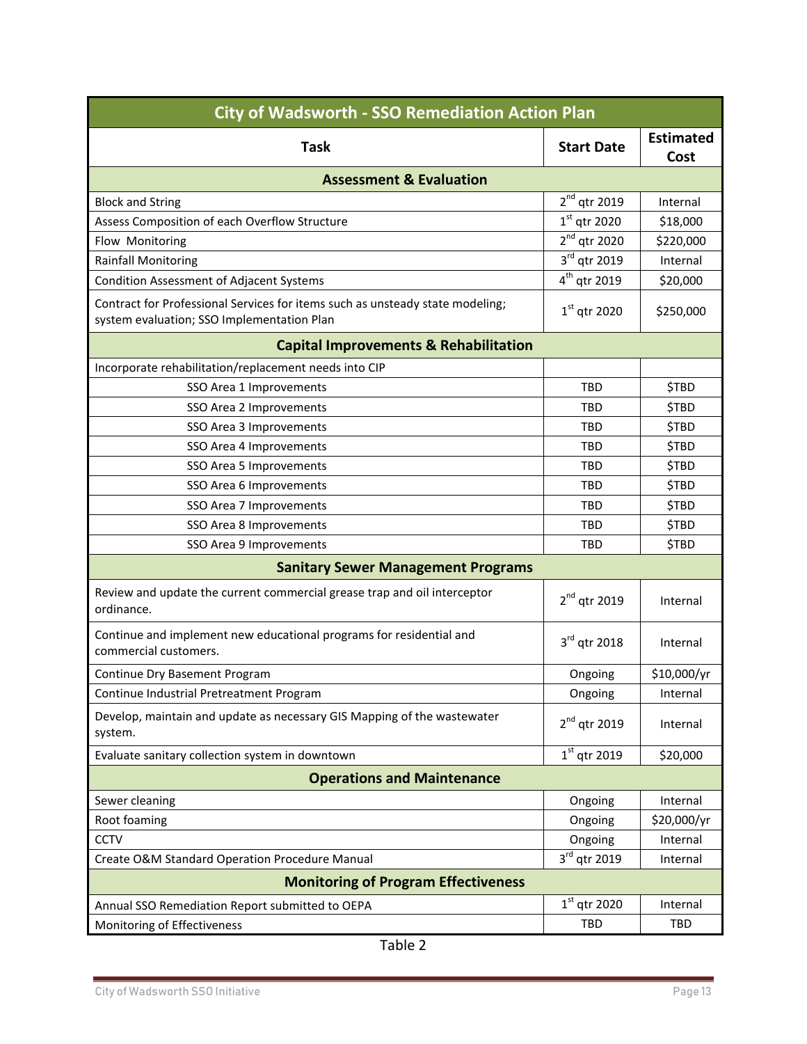| City of Wadsworth - SSO Remediation Action Plan | | |
|---|---|---|
| **Task** | **Start Date** | **Estimated Cost** |
| **Assessment & Evaluation** | | |
| Block and String | 2nd qtr 2019 | Internal |
| Assess Composition of each Overflow Structure | 1st qtr 2020 | $18,000 |
| Flow Monitoring | 2nd qtr 2020 | $220,000 |
| Rainfall Monitoring | 3rd qtr 2019 | Internal |
| Condition Assessment of Adjacent Systems | 4th qtr 2019 | $20,000 |
| Contract for Professional Services for items such as unsteady state modeling; system evaluation; SSO Implementation Plan | 1st qtr 2020 | $250,000 |
| **Capital Improvements & Rehabilitation** | | |
| Incorporate rehabilitation/replacement needs into CIP | | |
| SSO Area 1 Improvements | TBD | $TBD |
| SSO Area 2 Improvements | TBD | $TBD |
| SSO Area 3 Improvements | TBD | $TBD |
| SSO Area 4 Improvements | TBD | $TBD |
| SSO Area 5 Improvements | TBD | $TBD |
| SSO Area 6 Improvements | TBD | $TBD |
| SSO Area 7 Improvements | TBD | $TBD |
| SSO Area 8 Improvements | TBD | $TBD |
| SSO Area 9 Improvements | TBD | $TBD |
| **Sanitary Sewer Management Programs** | | |
| Review and update the current commercial grease trap and oil interceptor ordinance. | 2nd qtr 2019 | Internal |
| Continue and implement new educational programs for residential and commercial customers. | 3rd qtr 2018 | Internal |
| Continue Dry Basement Program | Ongoing | $10,000/yr |
| Continue Industrial Pretreatment Program | Ongoing | Internal |
| Develop, maintain and update as necessary GIS Mapping of the wastewater system. | 2nd qtr 2019 | Internal |
| Evaluate sanitary collection system in downtown | 1st qtr 2019 | $20,000 |
| **Operations and Maintenance** | | |
| Sewer cleaning | Ongoing | Internal |
| Root foaming | Ongoing | $20,000/yr |
| CCTV | Ongoing | Internal |
| Create O&M Standard Operation Procedure Manual | 3rd qtr 2019 | Internal |
| **Monitoring of Program Effectiveness** | | |
| Annual SSO Remediation Report submitted to OEPA | 1st qtr 2020 | Internal |
| Monitoring of Effectiveness | TBD | TBD |

Table 2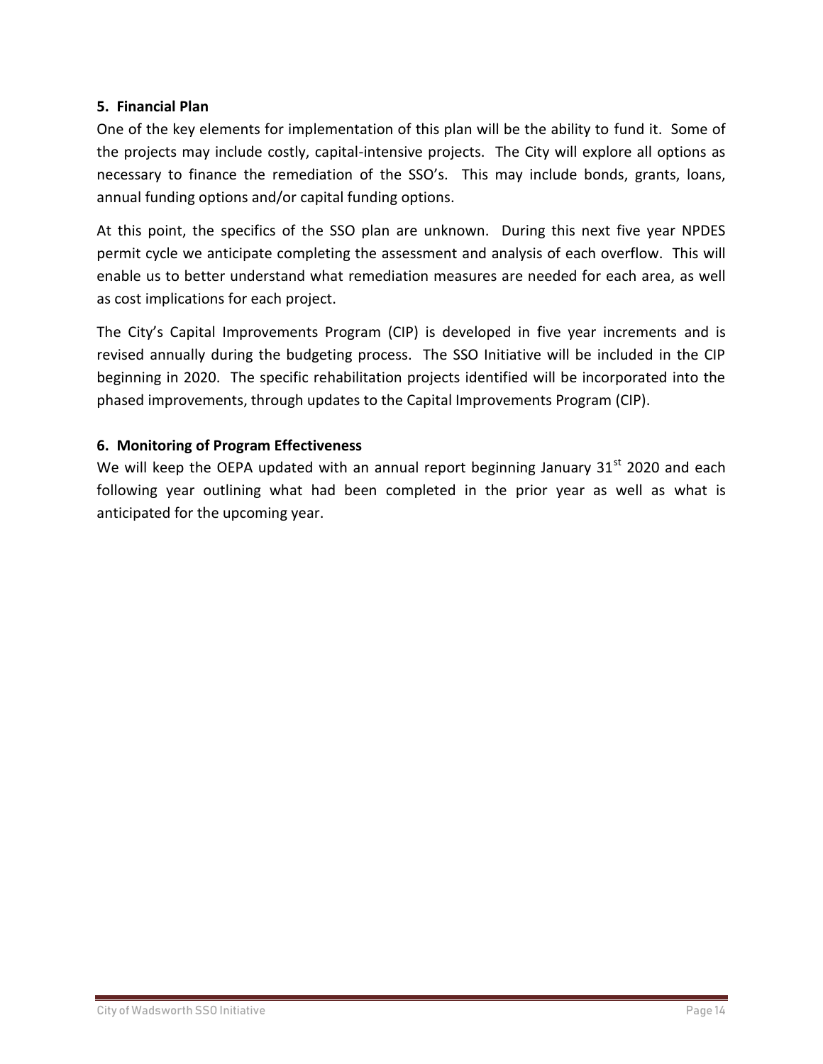### 5. Financial Plan

One of the key elements for implementation of this plan will be the ability to fund it. Some of the projects may include costly, capital-intensive projects. The City will explore all options as necessary to finance the remediation of the SSO's. This may include bonds, grants, loans, annual funding options and/or capital funding options.

At this point, the specifics of the SSO plan are unknown. During this next five year NPDES permit cycle we anticipate completing the assessment and analysis of each overflow. This will enable us to better understand what remediation measures are needed for each area, as well as cost implications for each project.

The City's Capital Improvements Program (CIP) is developed in five year increments and is revised annually during the budgeting process. The SSO Initiative will be included in the CIP beginning in 2020. The specific rehabilitation projects identified will be incorporated into the phased improvements, through updates to the Capital Improvements Program (CIP).

### 6. Monitoring of Program Effectiveness

We will keep the OEPA updated with an annual report beginning January 31st 2020 and each following year outlining what had been completed in the prior year as well as what is anticipated for the upcoming year.